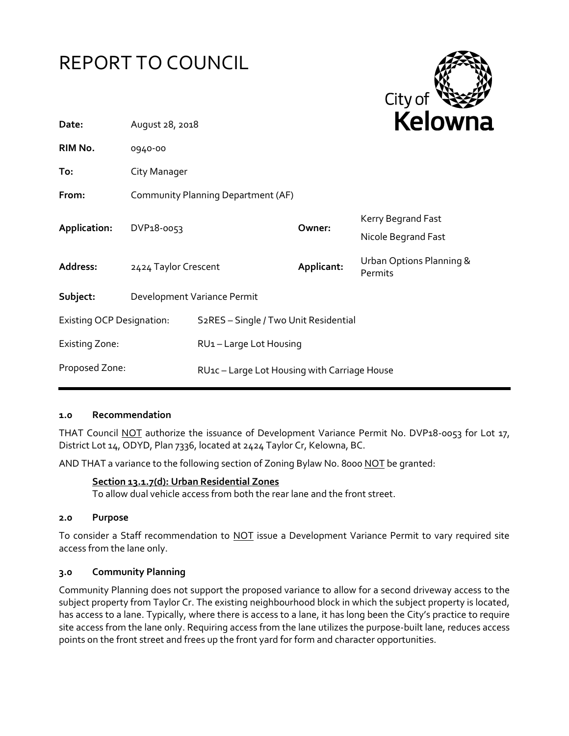# REPORT TO COUNCIL

City of Kelowna

| | | | |
|---|---|---|---|
| **Date:** | August 28, 2018 | | |
| **RIM No.** | 0940-00 | | |
| **To:** | City Manager | | |
| **From:** | Community Planning Department (AF) | | |
| **Application:** | DVP18-0053 | **Owner:** | Kerry Begrand Fast<br>Nicole Begrand Fast |
| **Address:** | 2424 Taylor Crescent | **Applicant:** | Urban Options Planning & Permits |
| **Subject:** | Development Variance Permit | | |
| Existing OCP Designation: | S2RES – Single / Two Unit Residential | | |
| Existing Zone: | RU1 – Large Lot Housing | | |
| Proposed Zone: | RU1c – Large Lot Housing with Carriage House | | |

## 1.0 Recommendation

THAT Council NOT authorize the issuance of Development Variance Permit No. DVP18-0053 for Lot 17, District Lot 14, ODYD, Plan 7336, located at 2424 Taylor Cr, Kelowna, BC.

AND THAT a variance to the following section of Zoning Bylaw No. 8000 NOT be granted:

**Section 13.1.7(d): Urban Residential Zones**
To allow dual vehicle access from both the rear lane and the front street.

## 2.0 Purpose

To consider a Staff recommendation to NOT issue a Development Variance Permit to vary required site access from the lane only.

## 3.0 Community Planning

Community Planning does not support the proposed variance to allow for a second driveway access to the subject property from Taylor Cr. The existing neighbourhood block in which the subject property is located, has access to a lane. Typically, where there is access to a lane, it has long been the City's practice to require site access from the lane only. Requiring access from the lane utilizes the purpose-built lane, reduces access points on the front street and frees up the front yard for form and character opportunities.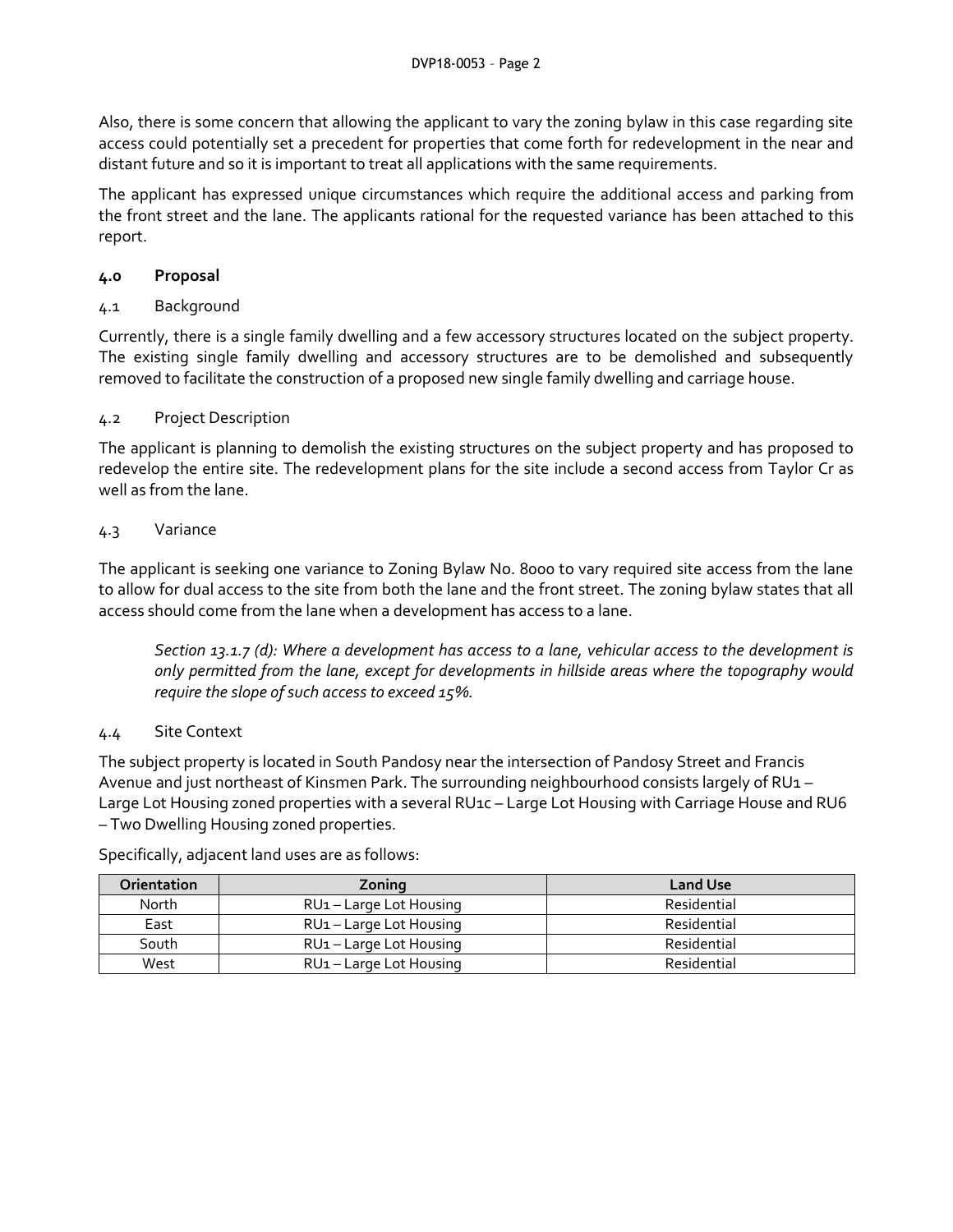Also, there is some concern that allowing the applicant to vary the zoning bylaw in this case regarding site access could potentially set a precedent for properties that come forth for redevelopment in the near and distant future and so it is important to treat all applications with the same requirements.

The applicant has expressed unique circumstances which require the additional access and parking from the front street and the lane. The applicants rational for the requested variance has been attached to this report.

## 4.0 Proposal

### 4.1 Background

Currently, there is a single family dwelling and a few accessory structures located on the subject property. The existing single family dwelling and accessory structures are to be demolished and subsequently removed to facilitate the construction of a proposed new single family dwelling and carriage house.

### 4.2 Project Description

The applicant is planning to demolish the existing structures on the subject property and has proposed to redevelop the entire site. The redevelopment plans for the site include a second access from Taylor Cr as well as from the lane.

### 4.3 Variance

The applicant is seeking one variance to Zoning Bylaw No. 8000 to vary required site access from the lane to allow for dual access to the site from both the lane and the front street. The zoning bylaw states that all access should come from the lane when a development has access to a lane.

> *Section 13.1.7 (d): Where a development has access to a lane, vehicular access to the development is only permitted from the lane, except for developments in hillside areas where the topography would require the slope of such access to exceed 15%.*

### 4.4 Site Context

The subject property is located in South Pandosy near the intersection of Pandosy Street and Francis Avenue and just northeast of Kinsmen Park. The surrounding neighbourhood consists largely of RU1 – Large Lot Housing zoned properties with a several RU1c – Large Lot Housing with Carriage House and RU6 – Two Dwelling Housing zoned properties.

Specifically, adjacent land uses are as follows:

| Orientation | Zoning | Land Use |
|---|---|---|
| North | RU1 – Large Lot Housing | Residential |
| East | RU1 – Large Lot Housing | Residential |
| South | RU1 – Large Lot Housing | Residential |
| West | RU1 – Large Lot Housing | Residential |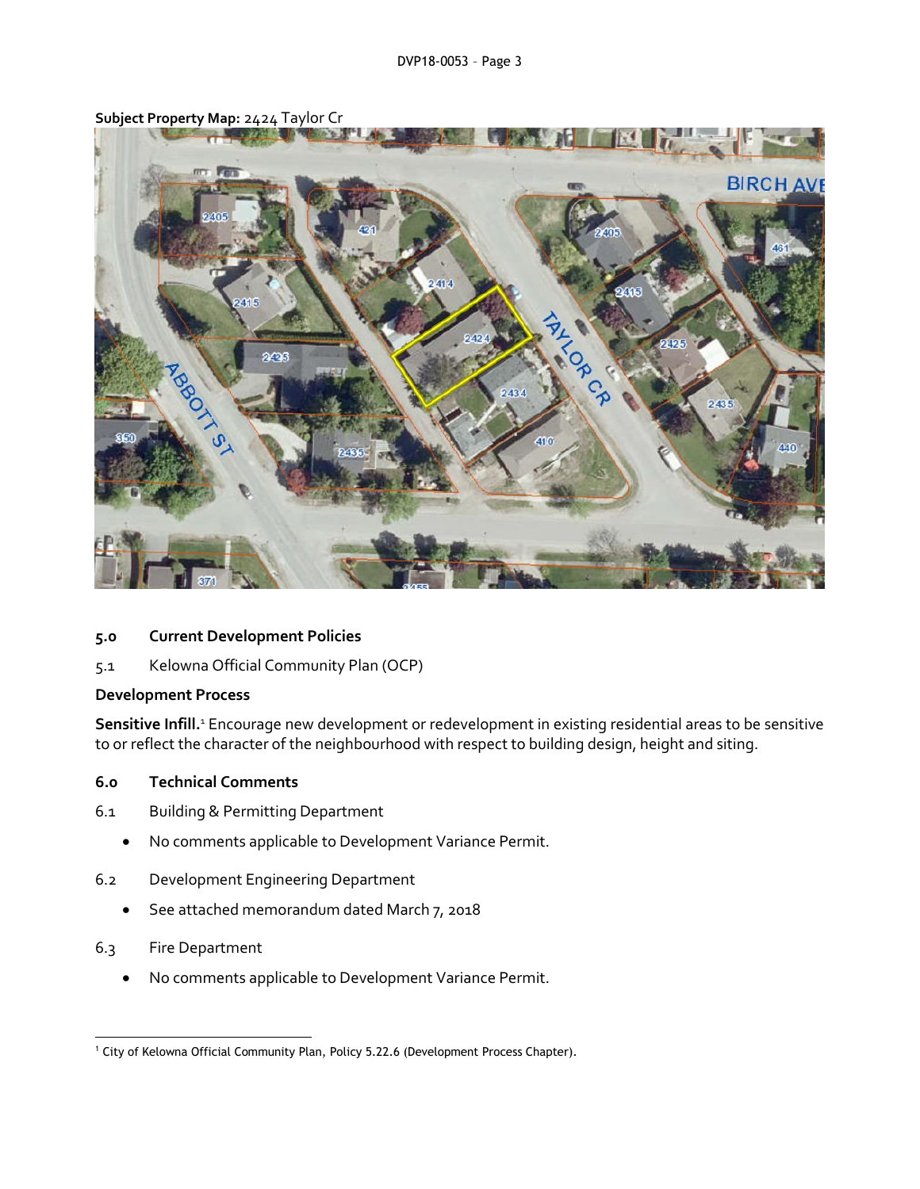**Subject Property Map:** 2424 Taylor Cr

## 5.0 Current Development Policies

5.1 Kelowna Official Community Plan (OCP)

**Development Process**

**Sensitive Infill.**[1] Encourage new development or redevelopment in existing residential areas to be sensitive to or reflect the character of the neighbourhood with respect to building design, height and siting.

## 6.0 Technical Comments

6.1 Building & Permitting Department

- No comments applicable to Development Variance Permit.

6.2 Development Engineering Department

- See attached memorandum dated March 7, 2018

6.3 Fire Department

- No comments applicable to Development Variance Permit.

---

[1] City of Kelowna Official Community Plan, Policy 5.22.6 (Development Process Chapter).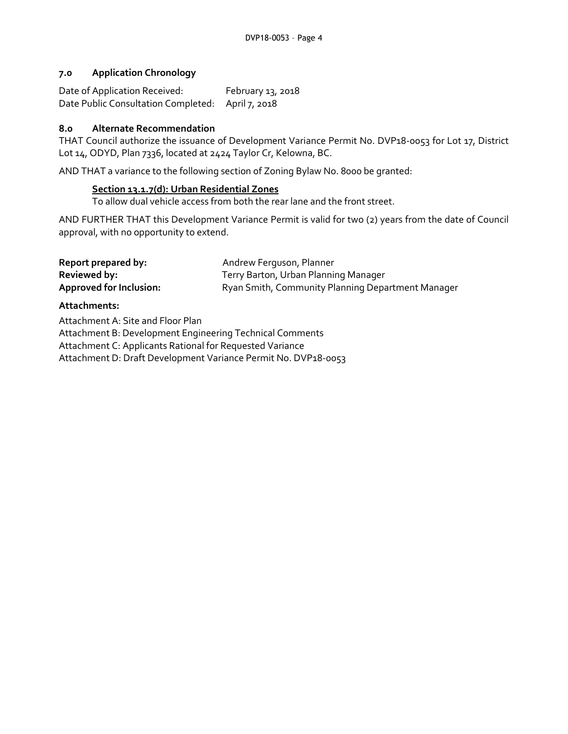## 7.0 Application Chronology

Date of Application Received: February 13, 2018
Date Public Consultation Completed: April 7, 2018

## 8.0 Alternate Recommendation

THAT Council authorize the issuance of Development Variance Permit No. DVP18-0053 for Lot 17, District Lot 14, ODYD, Plan 7336, located at 2424 Taylor Cr, Kelowna, BC.

AND THAT a variance to the following section of Zoning Bylaw No. 8000 be granted:

**Section 13.1.7(d): Urban Residential Zones**
To allow dual vehicle access from both the rear lane and the front street.

AND FURTHER THAT this Development Variance Permit is valid for two (2) years from the date of Council approval, with no opportunity to extend.

**Report prepared by:** Andrew Ferguson, Planner
**Reviewed by:** Terry Barton, Urban Planning Manager
**Approved for Inclusion:** Ryan Smith, Community Planning Department Manager

**Attachments:**

Attachment A: Site and Floor Plan
Attachment B: Development Engineering Technical Comments
Attachment C: Applicants Rational for Requested Variance
Attachment D: Draft Development Variance Permit No. DVP18-0053